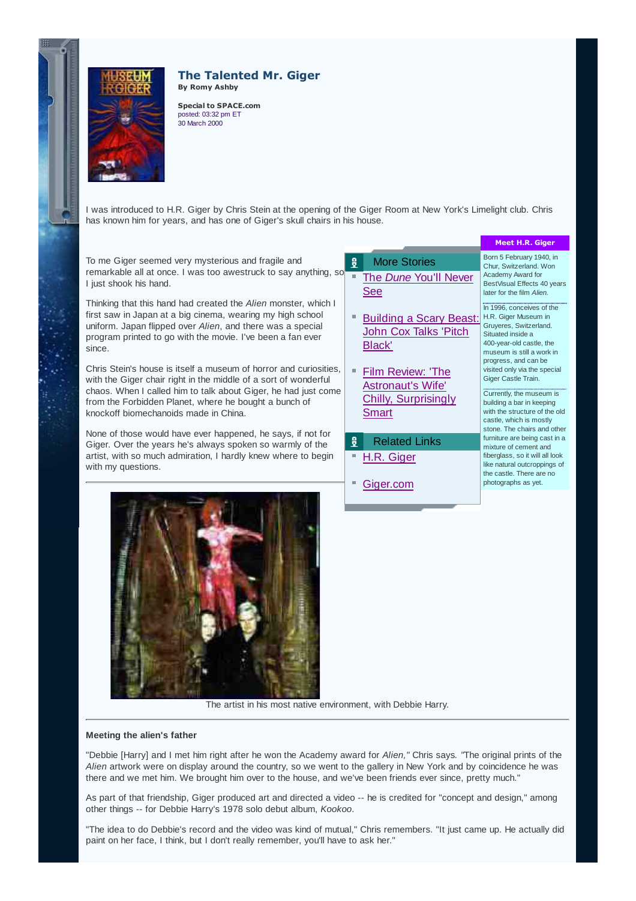# The Talented Mr. Giger

**By Romy Ashby**

**Special to SPACE.com**
posted: 03:32 pm ET
30 March 2000

I was introduced to H.R. Giger by Chris Stein at the opening of the Giger Room at New York's Limelight club. Chris has known him for years, and has one of Giger's skull chairs in his house.

To me Giger seemed very mysterious and fragile and remarkable all at once. I was too awestruck to say anything, so I just shook his hand.

Thinking that this hand had created the *Alien* monster, which I first saw in Japan at a big cinema, wearing my high school uniform. Japan flipped over *Alien*, and there was a special program printed to go with the movie. I've been a fan ever since.

Chris Stein's house is itself a museum of horror and curiosities, with the Giger chair right in the middle of a sort of wonderful chaos. When I called him to talk about Giger, he had just come from the Forbidden Planet, where he bought a bunch of knockoff biomechanoids made in China.

None of those would have ever happened, he says, if not for Giger. Over the years he's always spoken so warmly of the artist, with so much admiration, I hardly knew where to begin with my questions.

**More Stories**

- The *Dune* You'll Never See
- Building a Scary Beast: John Cox Talks 'Pitch Black'
- Film Review: 'The Astronaut's Wife' Chilly, Surprisingly Smart

**Related Links**

- H.R. Giger
- Giger.com

**Meet H.R. Giger**

Born 5 February 1940, in Chur, Switzerland. Won Academy Award for BestVisual Effects 40 years later for the film *Alien.*

In 1996, conceives of the H.R. Giger Museum in Gruyeres, Switzerland. Situated inside a 400-year-old castle, the museum is still a work in progress, and can be visited only via the special Giger Castle Train.

Currently, the museum is building a bar in keeping with the structure of the old castle, which is mostly stone. The chairs and other furniture are being cast in a mixture of cement and fiberglass, so it will all look like natural outcroppings of the castle. There are no photographs as yet.

The artist in his most native environment, with Debbie Harry.

**Meeting the alien's father**

"Debbie [Harry] and I met him right after he won the Academy award for *Alien,"* Chris says. *"*The original prints of the *Alien* artwork were on display around the country, so we went to the gallery in New York and by coincidence he was there and we met him. We brought him over to the house, and we've been friends ever since, pretty much."

As part of that friendship, Giger produced art and directed a video -- he is credited for "concept and design," among other things -- for Debbie Harry's 1978 solo debut album, *Kookoo*.

"The idea to do Debbie's record and the video was kind of mutual," Chris remembers. "It just came up. He actually did paint on her face, I think, but I don't really remember, you'll have to ask her."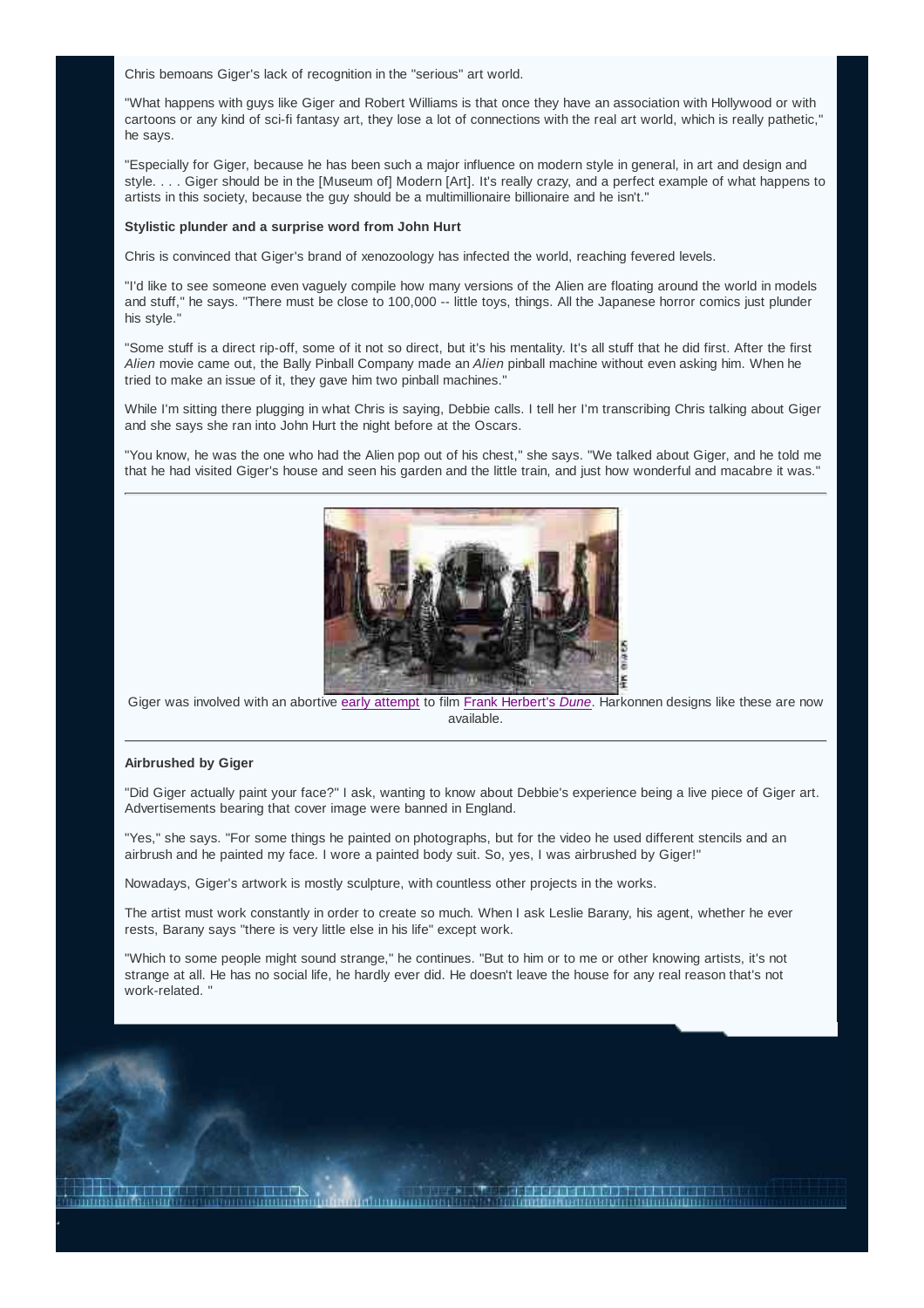Chris bemoans Giger's lack of recognition in the "serious" art world.

"What happens with guys like Giger and Robert Williams is that once they have an association with Hollywood or with cartoons or any kind of sci-fi fantasy art, they lose a lot of connections with the real art world, which is really pathetic," he says.

"Especially for Giger, because he has been such a major influence on modern style in general, in art and design and style. . . . Giger should be in the [Museum of] Modern [Art]. It's really crazy, and a perfect example of what happens to artists in this society, because the guy should be a multimillionaire billionaire and he isn't."

**Stylistic plunder and a surprise word from John Hurt**

Chris is convinced that Giger's brand of xenozoology has infected the world, reaching fevered levels.

"I'd like to see someone even vaguely compile how many versions of the Alien are floating around the world in models and stuff," he says. "There must be close to 100,000 -- little toys, things. All the Japanese horror comics just plunder his style."

"Some stuff is a direct rip-off, some of it not so direct, but it's his mentality. It's all stuff that he did first. After the first *Alien* movie came out, the Bally Pinball Company made an *Alien* pinball machine without even asking him. When he tried to make an issue of it, they gave him two pinball machines."

While I'm sitting there plugging in what Chris is saying, Debbie calls. I tell her I'm transcribing Chris talking about Giger and she says she ran into John Hurt the night before at the Oscars.

"You know, he was the one who had the Alien pop out of his chest," she says. "We talked about Giger, and he told me that he had visited Giger's house and seen his garden and the little train, and just how wonderful and macabre it was."

---

Giger was involved with an abortive early attempt to film Frank Herbert's *Dune*. Harkonnen designs like these are now available.

---

**Airbrushed by Giger**

"Did Giger actually paint your face?" I ask, wanting to know about Debbie's experience being a live piece of Giger art. Advertisements bearing that cover image were banned in England.

"Yes," she says. "For some things he painted on photographs, but for the video he used different stencils and an airbrush and he painted my face. I wore a painted body suit. So, yes, I was airbrushed by Giger!"

Nowadays, Giger's artwork is mostly sculpture, with countless other projects in the works.

The artist must work constantly in order to create so much. When I ask Leslie Barany, his agent, whether he ever rests, Barany says "there is very little else in his life" except work.

"Which to some people might sound strange," he continues. "But to him or to me or other knowing artists, it's not strange at all. He has no social life, he hardly ever did. He doesn't leave the house for any real reason that's not work-related. "